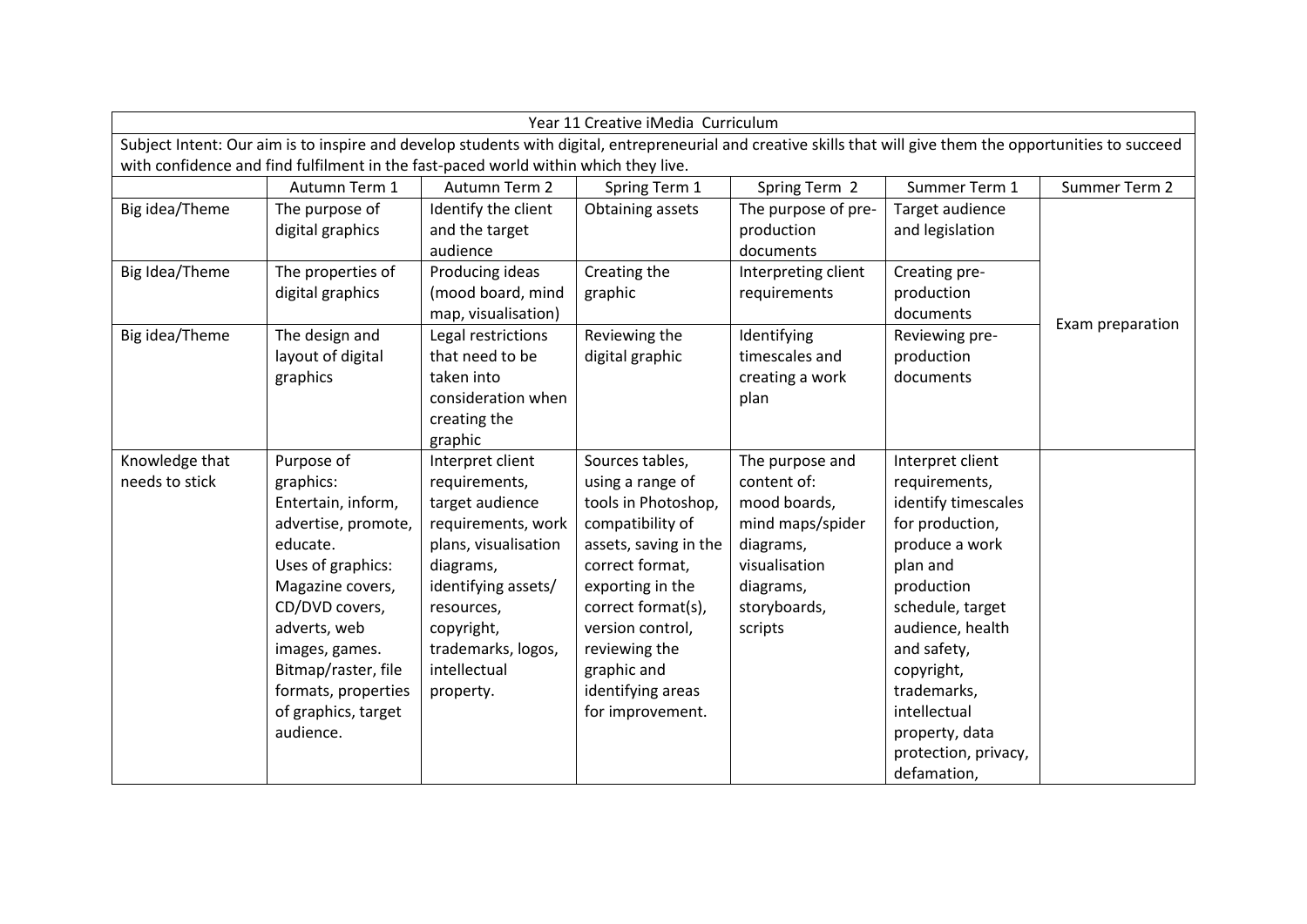| Year 11 Creative iMedia Curriculum | | | | | | |
|---|---|---|---|---|---|---|
| Subject Intent: Our aim is to inspire and develop students with digital, entrepreneurial and creative skills that will give them the opportunities to succeed with confidence and find fulfilment in the fast-paced world within which they live. | | | | | | |
| | Autumn Term 1 | Autumn Term 2 | Spring Term 1 | Spring Term 2 | Summer Term 1 | Summer Term 2 |
| Big idea/Theme | The purpose of digital graphics | Identify the client and the target audience | Obtaining assets | The purpose of pre-production documents | Target audience and legislation | Exam preparation |
| Big Idea/Theme | The properties of digital graphics | Producing ideas (mood board, mind map, visualisation) | Creating the graphic | Interpreting client requirements | Creating pre-production documents | |
| Big idea/Theme | The design and layout of digital graphics | Legal restrictions that need to be taken into consideration when creating the graphic | Reviewing the digital graphic | Identifying timescales and creating a work plan | Reviewing pre-production documents | |
| Knowledge that needs to stick | Purpose of graphics: Entertain, inform, advertise, promote, educate. Uses of graphics: Magazine covers, CD/DVD covers, adverts, web images, games. Bitmap/raster, file formats, properties of graphics, target audience. | Interpret client requirements, target audience requirements, work plans, visualisation diagrams, identifying assets/ resources, copyright, trademarks, logos, intellectual property. | Sources tables, using a range of tools in Photoshop, compatibility of assets, saving in the correct format, exporting in the correct format(s), version control, reviewing the graphic and identifying areas for improvement. | The purpose and content of: mood boards, mind maps/spider diagrams, visualisation diagrams, storyboards, scripts | Interpret client requirements, identify timescales for production, produce a work plan and production schedule, target audience, health and safety, copyright, trademarks, intellectual property, data protection, privacy, defamation, | |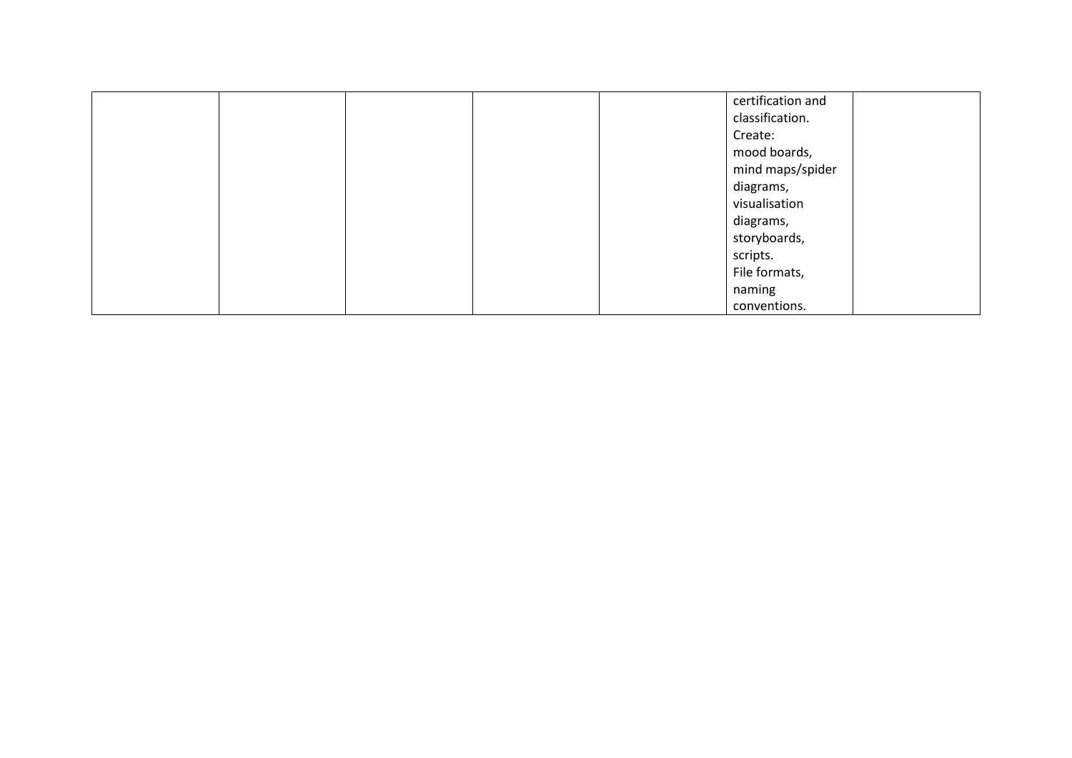| | | | | | | |
|---|---|---|---|---|---|---|
| | | | | | certification and classification.<br>Create:<br>mood boards,<br>mind maps/spider diagrams,<br>visualisation diagrams,<br>storyboards,<br>scripts.<br>File formats,<br>naming conventions. | |